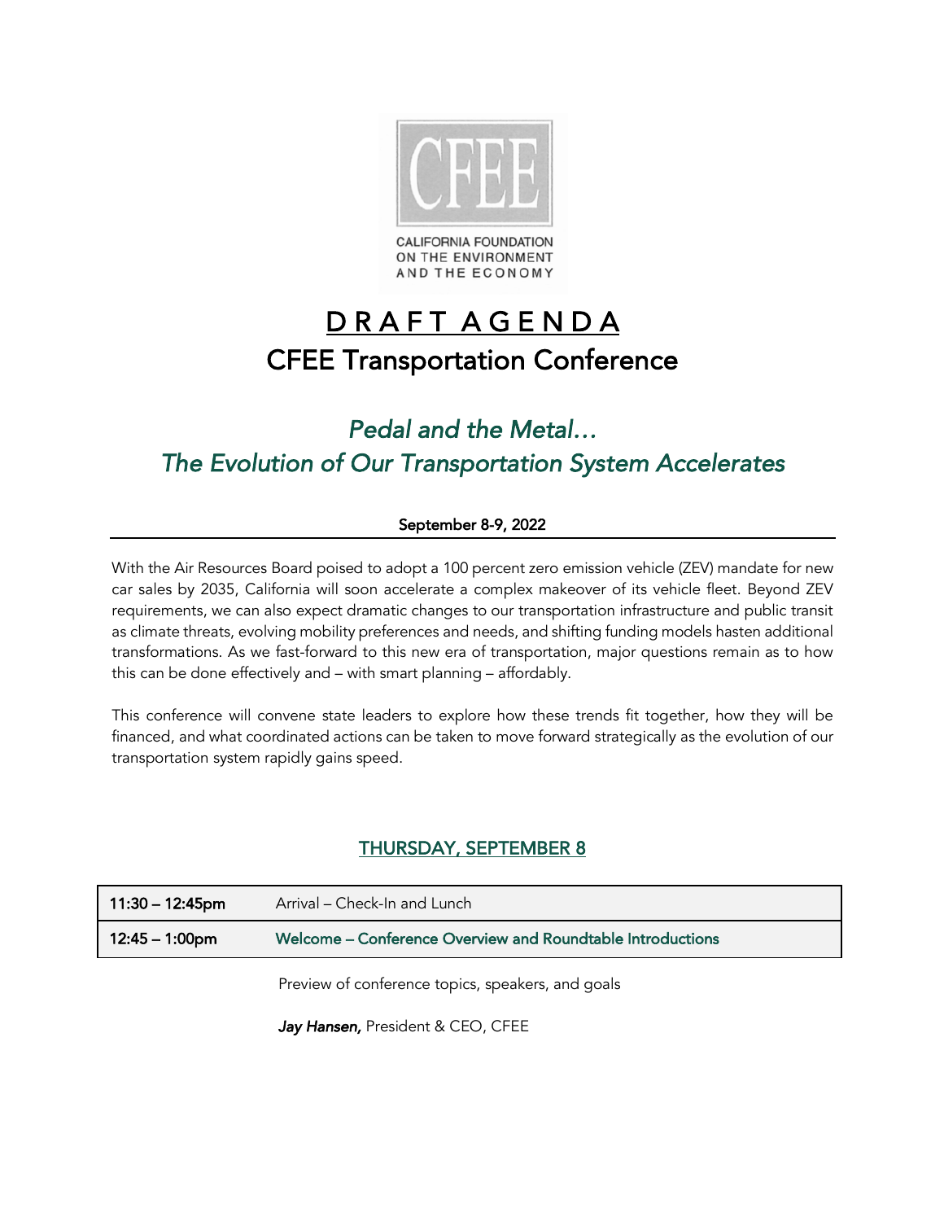CALIFORNIA FOUNDATION ON THE ENVIRONMENT AND THE ECONOMY

# DRAFT AGENDA

# CFEE Transportation Conference

## *Pedal and the Metal… The Evolution of Our Transportation System Accelerates*

**September 8-9, 2022**

With the Air Resources Board poised to adopt a 100 percent zero emission vehicle (ZEV) mandate for new car sales by 2035, California will soon accelerate a complex makeover of its vehicle fleet. Beyond ZEV requirements, we can also expect dramatic changes to our transportation infrastructure and public transit as climate threats, evolving mobility preferences and needs, and shifting funding models hasten additional transformations. As we fast-forward to this new era of transportation, major questions remain as to how this can be done effectively and – with smart planning – affordably.

This conference will convene state leaders to explore how these trends fit together, how they will be financed, and what coordinated actions can be taken to move forward strategically as the evolution of our transportation system rapidly gains speed.

## THURSDAY, SEPTEMBER 8

| | |
|---|---|
| **11:30 – 12:45pm** | Arrival – Check-In and Lunch |
| **12:45 – 1:00pm** | **Welcome – Conference Overview and Roundtable Introductions** |

Preview of conference topics, speakers, and goals

***Jay Hansen,*** President & CEO, CFEE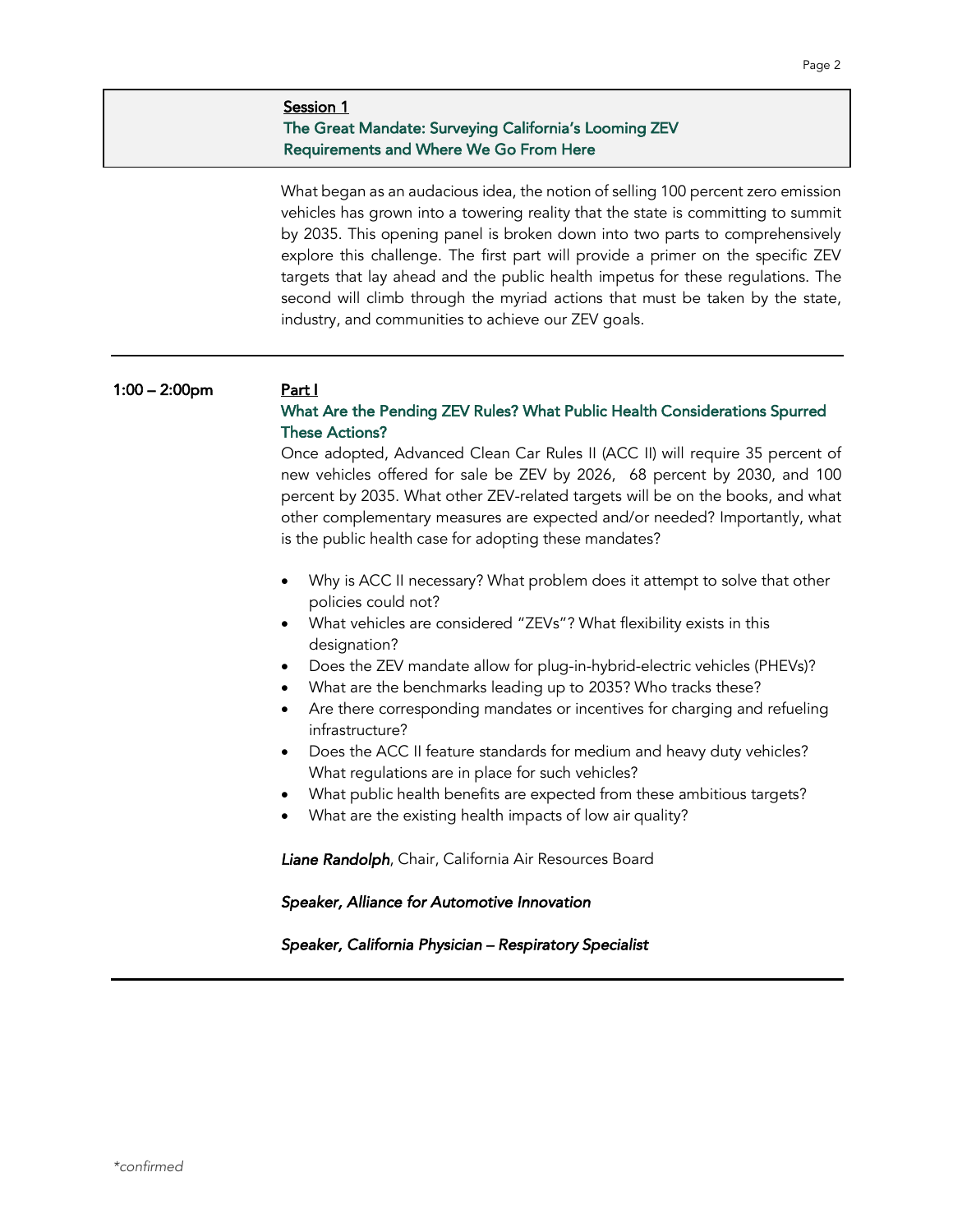## Session 1
## The Great Mandate: Surveying California's Looming ZEV Requirements and Where We Go From Here

What began as an audacious idea, the notion of selling 100 percent zero emission vehicles has grown into a towering reality that the state is committing to summit by 2035. This opening panel is broken down into two parts to comprehensively explore this challenge. The first part will provide a primer on the specific ZEV targets that lay ahead and the public health impetus for these regulations. The second will climb through the myriad actions that must be taken by the state, industry, and communities to achieve our ZEV goals.

---

**1:00 – 2:00pm**

### Part I
### What Are the Pending ZEV Rules? What Public Health Considerations Spurred These Actions?

Once adopted, Advanced Clean Car Rules II (ACC II) will require 35 percent of new vehicles offered for sale be ZEV by 2026, 68 percent by 2030, and 100 percent by 2035. What other ZEV-related targets will be on the books, and what other complementary measures are expected and/or needed? Importantly, what is the public health case for adopting these mandates?

- Why is ACC II necessary? What problem does it attempt to solve that other policies could not?
- What vehicles are considered "ZEVs"? What flexibility exists in this designation?
- Does the ZEV mandate allow for plug-in-hybrid-electric vehicles (PHEVs)?
- What are the benchmarks leading up to 2035? Who tracks these?
- Are there corresponding mandates or incentives for charging and refueling infrastructure?
- Does the ACC II feature standards for medium and heavy duty vehicles? What regulations are in place for such vehicles?
- What public health benefits are expected from these ambitious targets?
- What are the existing health impacts of low air quality?

***Liane Randolph***, Chair, California Air Resources Board

***Speaker, Alliance for Automotive Innovation***

***Speaker, California Physician – Respiratory Specialist***

---

*\*confirmed*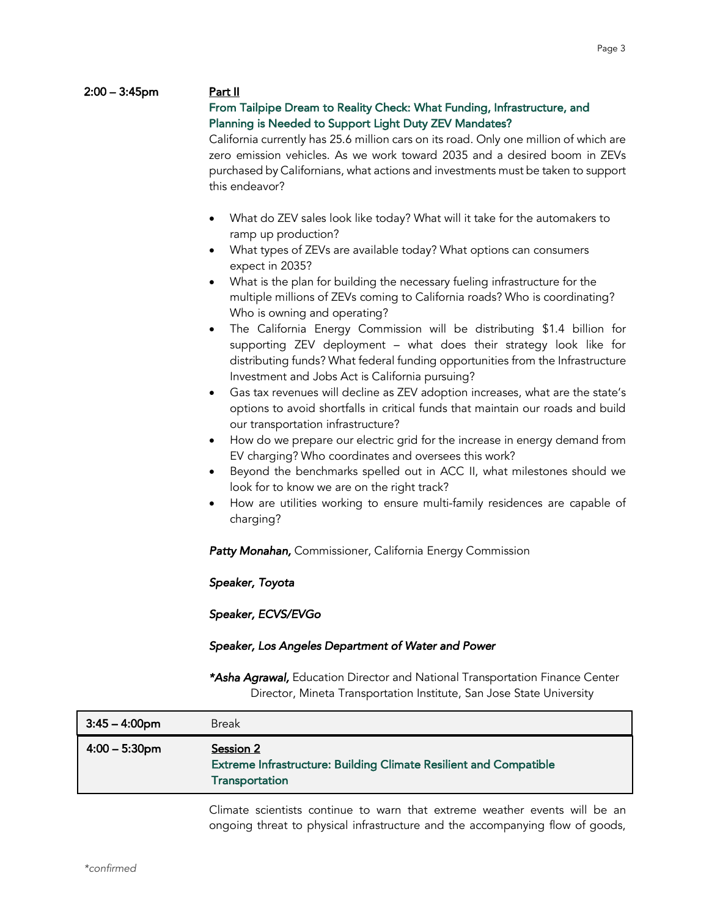**2:00 – 3:45pm** **Part II**

**From Tailpipe Dream to Reality Check: What Funding, Infrastructure, and Planning is Needed to Support Light Duty ZEV Mandates?**

California currently has 25.6 million cars on its road. Only one million of which are zero emission vehicles. As we work toward 2035 and a desired boom in ZEVs purchased by Californians, what actions and investments must be taken to support this endeavor?

- What do ZEV sales look like today? What will it take for the automakers to ramp up production?
- What types of ZEVs are available today? What options can consumers expect in 2035?
- What is the plan for building the necessary fueling infrastructure for the multiple millions of ZEVs coming to California roads? Who is coordinating? Who is owning and operating?
- The California Energy Commission will be distributing $1.4 billion for supporting ZEV deployment – what does their strategy look like for distributing funds? What federal funding opportunities from the Infrastructure Investment and Jobs Act is California pursuing?
- Gas tax revenues will decline as ZEV adoption increases, what are the state's options to avoid shortfalls in critical funds that maintain our roads and build our transportation infrastructure?
- How do we prepare our electric grid for the increase in energy demand from EV charging? Who coordinates and oversees this work?
- Beyond the benchmarks spelled out in ACC II, what milestones should we look for to know we are on the right track?
- How are utilities working to ensure multi-family residences are capable of charging?

***Patty Monahan,*** Commissioner, California Energy Commission

***Speaker, Toyota***

***Speaker, ECVS/EVGo***

***Speaker, Los Angeles Department of Water and Power***

***\*Asha Agrawal,*** Education Director and National Transportation Finance Center Director, Mineta Transportation Institute, San Jose State University

| | |
|---|---|
| **3:45 – 4:00pm** | Break |
| **4:00 – 5:30pm** | **Session 2** **Extreme Infrastructure: Building Climate Resilient and Compatible Transportation** |

Climate scientists continue to warn that extreme weather events will be an ongoing threat to physical infrastructure and the accompanying flow of goods,

*\*confirmed*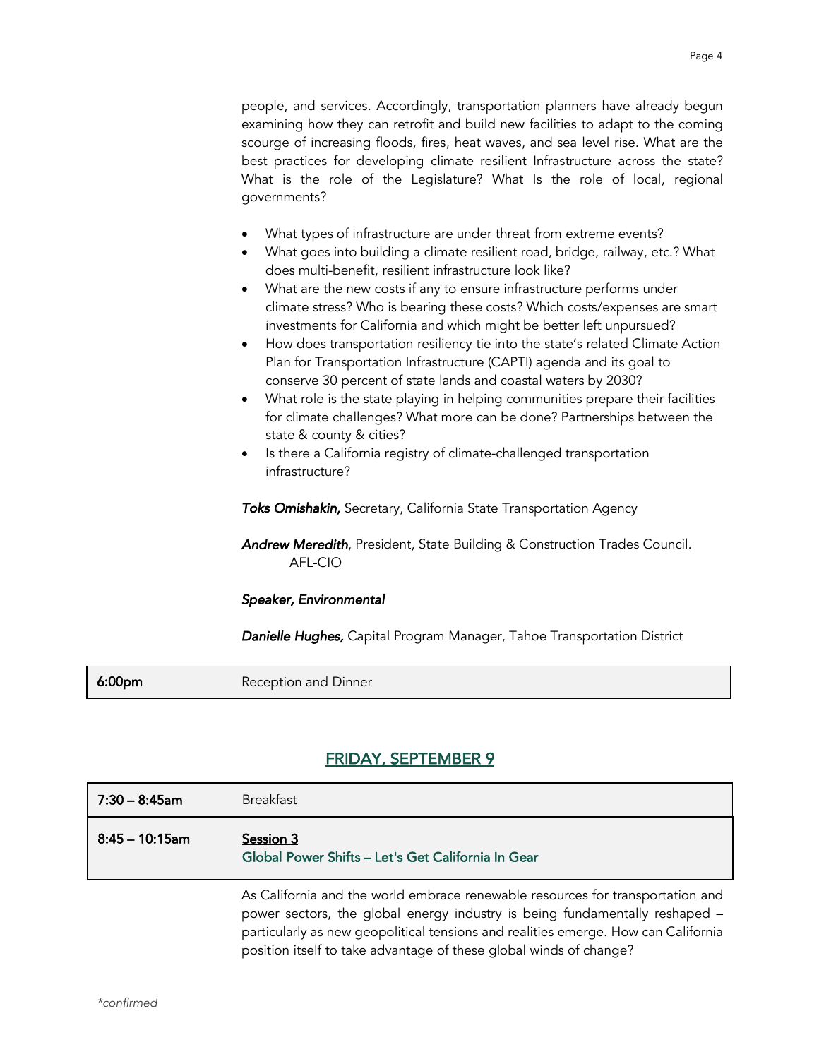people, and services. Accordingly, transportation planners have already begun examining how they can retrofit and build new facilities to adapt to the coming scourge of increasing floods, fires, heat waves, and sea level rise. What are the best practices for developing climate resilient Infrastructure across the state? What is the role of the Legislature? What Is the role of local, regional governments?

- What types of infrastructure are under threat from extreme events?
- What goes into building a climate resilient road, bridge, railway, etc.? What does multi-benefit, resilient infrastructure look like?
- What are the new costs if any to ensure infrastructure performs under climate stress? Who is bearing these costs? Which costs/expenses are smart investments for California and which might be better left unpursued?
- How does transportation resiliency tie into the state's related Climate Action Plan for Transportation Infrastructure (CAPTI) agenda and its goal to conserve 30 percent of state lands and coastal waters by 2030?
- What role is the state playing in helping communities prepare their facilities for climate challenges? What more can be done? Partnerships between the state & county & cities?
- Is there a California registry of climate-challenged transportation infrastructure?

***Toks Omishakin,*** Secretary, California State Transportation Agency

***Andrew Meredith***, President, State Building & Construction Trades Council. AFL-CIO

***Speaker, Environmental***

***Danielle Hughes,*** Capital Program Manager, Tahoe Transportation District

| **6:00pm** | Reception and Dinner |
|---|---|

## FRIDAY, SEPTEMBER 9

| **7:30 – 8:45am** | Breakfast |
|---|---|
| **8:45 – 10:15am** | **Session 3**<br>**Global Power Shifts – Let's Get California In Gear** |

As California and the world embrace renewable resources for transportation and power sectors, the global energy industry is being fundamentally reshaped – particularly as new geopolitical tensions and realities emerge. How can California position itself to take advantage of these global winds of change?

*\*confirmed*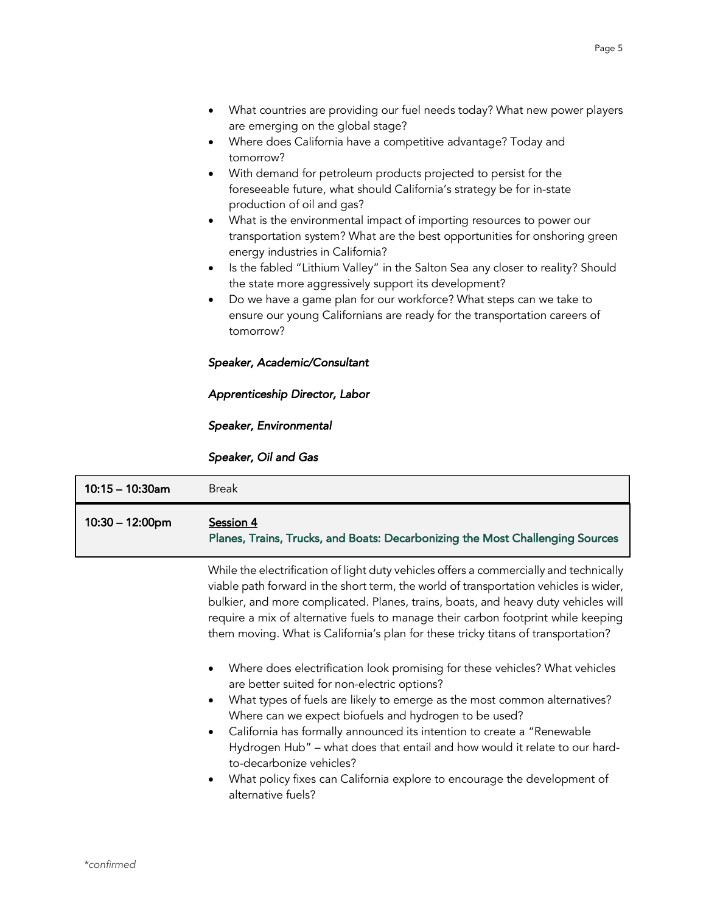- What countries are providing our fuel needs today? What new power players are emerging on the global stage?
- Where does California have a competitive advantage? Today and tomorrow?
- With demand for petroleum products projected to persist for the foreseeable future, what should California's strategy be for in-state production of oil and gas?
- What is the environmental impact of importing resources to power our transportation system? What are the best opportunities for onshoring green energy industries in California?
- Is the fabled "Lithium Valley" in the Salton Sea any closer to reality? Should the state more aggressively support its development?
- Do we have a game plan for our workforce? What steps can we take to ensure our young Californians are ready for the transportation careers of tomorrow?

*Speaker, Academic/Consultant*

*Apprenticeship Director, Labor*

*Speaker, Environmental*

*Speaker, Oil and Gas*

| **10:15 – 10:30am** | Break |
|---|---|
| **10:30 – 12:00pm** | **Session 4**<br>**Planes, Trains, Trucks, and Boats: Decarbonizing the Most Challenging Sources** |

While the electrification of light duty vehicles offers a commercially and technically viable path forward in the short term, the world of transportation vehicles is wider, bulkier, and more complicated. Planes, trains, boats, and heavy duty vehicles will require a mix of alternative fuels to manage their carbon footprint while keeping them moving. What is California's plan for these tricky titans of transportation?

- Where does electrification look promising for these vehicles? What vehicles are better suited for non-electric options?
- What types of fuels are likely to emerge as the most common alternatives? Where can we expect biofuels and hydrogen to be used?
- California has formally announced its intention to create a "Renewable Hydrogen Hub" – what does that entail and how would it relate to our hard-to-decarbonize vehicles?
- What policy fixes can California explore to encourage the development of alternative fuels?

*\*confirmed*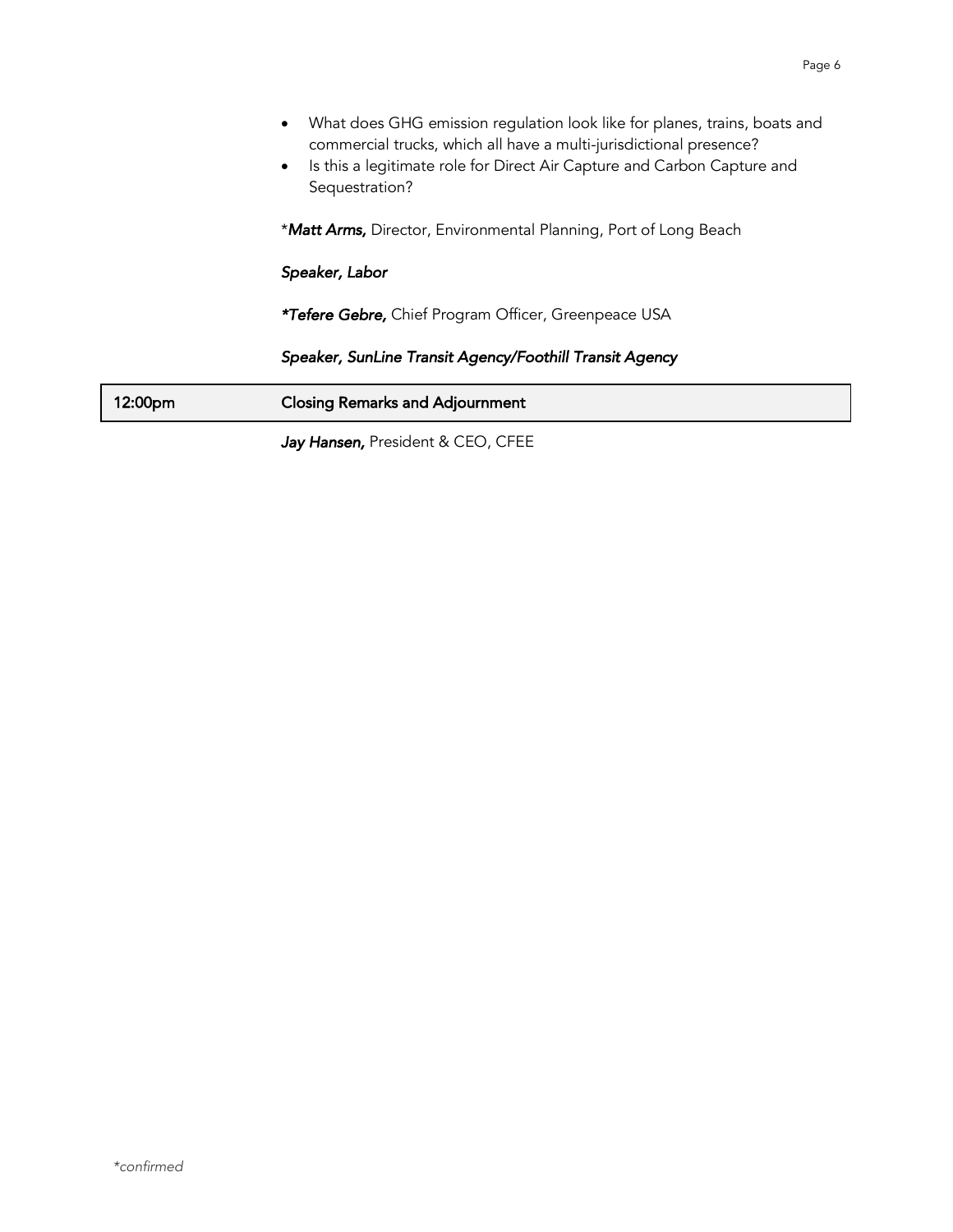- What does GHG emission regulation look like for planes, trains, boats and commercial trucks, which all have a multi-jurisdictional presence?
- Is this a legitimate role for Direct Air Capture and Carbon Capture and Sequestration?

****Matt Arms,*** Director, Environmental Planning, Port of Long Beach

***Speaker, Labor***

****Tefere Gebre,*** Chief Program Officer, Greenpeace USA

***Speaker, SunLine Transit Agency/Foothill Transit Agency***

| | |
|---|---|
| **12:00pm** | **Closing Remarks and Adjournment** |

***Jay Hansen,*** President & CEO, CFEE

**confirmed*